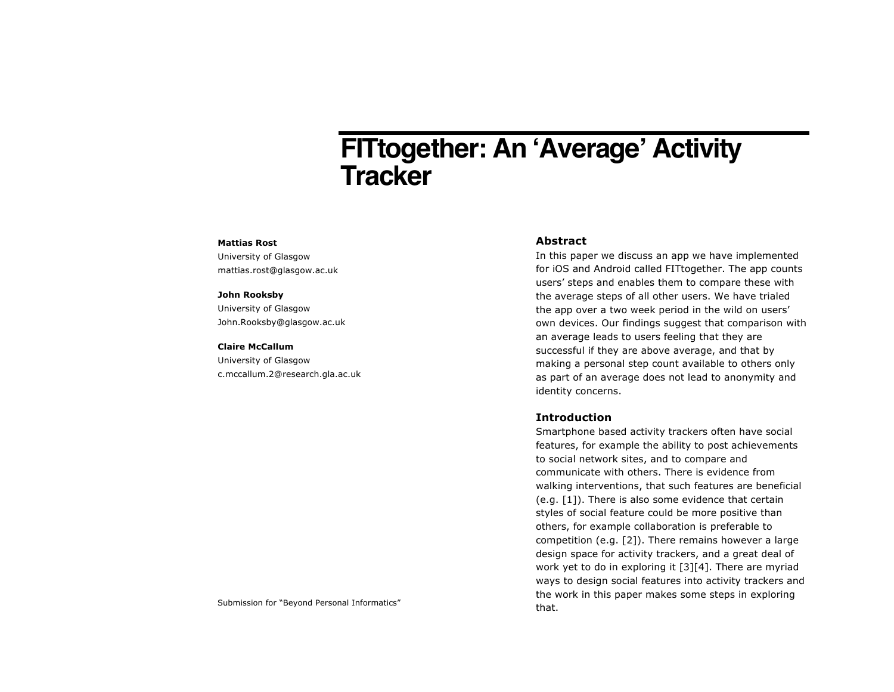# FITtogether: An 'Average' Activity Tracker

**Mattias Rost**
University of Glasgow
mattias.rost@glasgow.ac.uk

**John Rooksby**
University of Glasgow
John.Rooksby@glasgow.ac.uk

**Claire McCallum**
University of Glasgow
c.mccallum.2@research.gla.ac.uk

Submission for "Beyond Personal Informatics"

## Abstract

In this paper we discuss an app we have implemented for iOS and Android called FITtogether. The app counts users' steps and enables them to compare these with the average steps of all other users. We have trialed the app over a two week period in the wild on users' own devices. Our findings suggest that comparison with an average leads to users feeling that they are successful if they are above average, and that by making a personal step count available to others only as part of an average does not lead to anonymity and identity concerns.

## Introduction

Smartphone based activity trackers often have social features, for example the ability to post achievements to social network sites, and to compare and communicate with others. There is evidence from walking interventions, that such features are beneficial (e.g. [1]). There is also some evidence that certain styles of social feature could be more positive than others, for example collaboration is preferable to competition (e.g. [2]). There remains however a large design space for activity trackers, and a great deal of work yet to do in exploring it [3][4]. There are myriad ways to design social features into activity trackers and the work in this paper makes some steps in exploring that.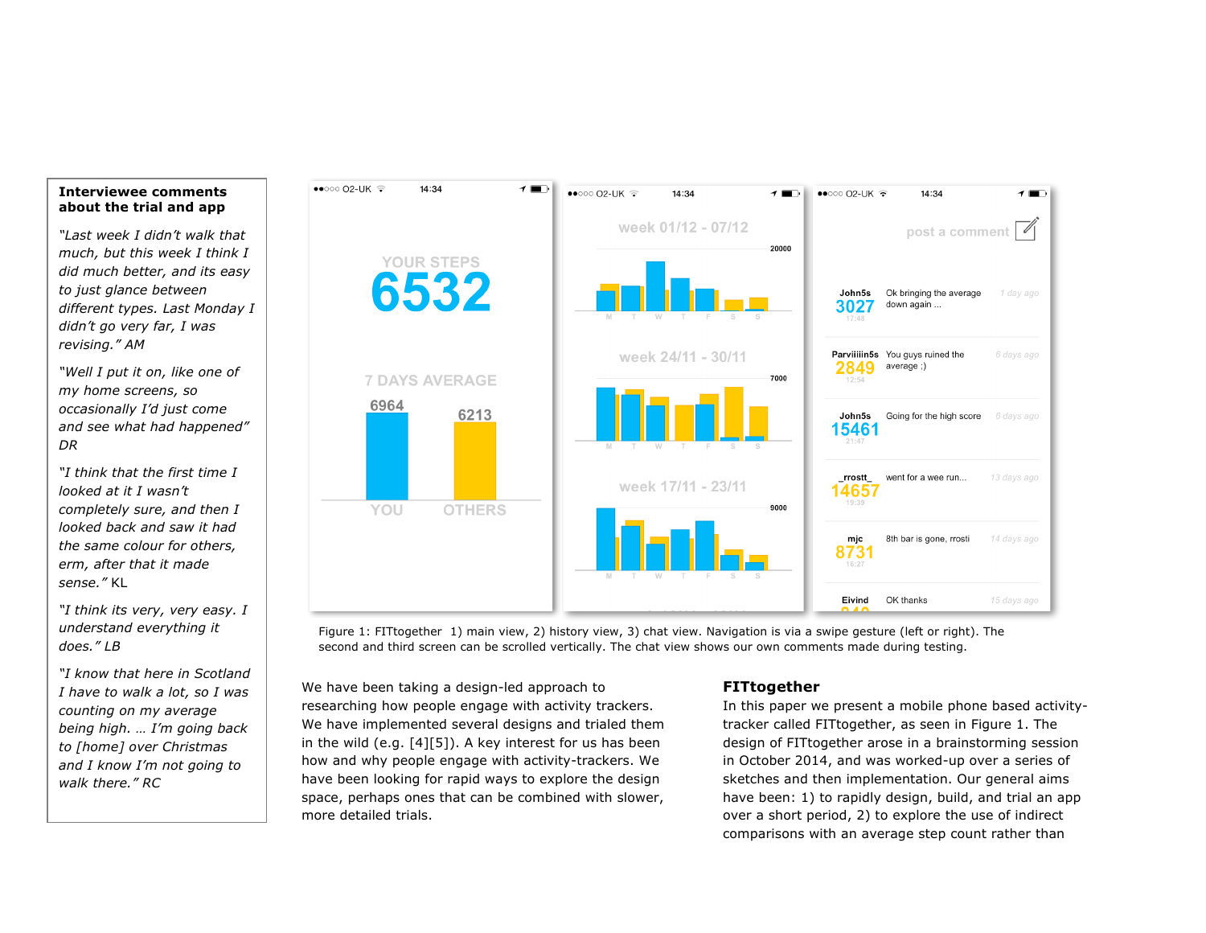**Interviewee comments about the trial and app**

*"Last week I didn't walk that much, but this week I think I did much better, and its easy to just glance between different types. Last Monday I didn't go very far, I was revising." AM*

*"Well I put it on, like one of my home screens, so occasionally I'd just come and see what had happened"* DR

*"I think that the first time I looked at it I wasn't completely sure, and then I looked back and saw it had the same colour for others, erm, after that it made sense."* KL

*"I think its very, very easy. I understand everything it does."* LB

*"I know that here in Scotland I have to walk a lot, so I was counting on my average being high. … I'm going back to [home] over Christmas and I know I'm not going to walk there." RC*

Figure 1: FITtogether 1) main view, 2) history view, 3) chat view. Navigation is via a swipe gesture (left or right). The second and third screen can be scrolled vertically. The chat view shows our own comments made during testing.

We have been taking a design-led approach to researching how people engage with activity trackers. We have implemented several designs and trialed them in the wild (e.g. [4][5]). A key interest for us has been how and why people engage with activity-trackers. We have been looking for rapid ways to explore the design space, perhaps ones that can be combined with slower, more detailed trials.

## FITtogether

In this paper we present a mobile phone based activity-tracker called FITtogether, as seen in Figure 1. The design of FITtogether arose in a brainstorming session in October 2014, and was worked-up over a series of sketches and then implementation. Our general aims have been: 1) to rapidly design, build, and trial an app over a short period, 2) to explore the use of indirect comparisons with an average step count rather than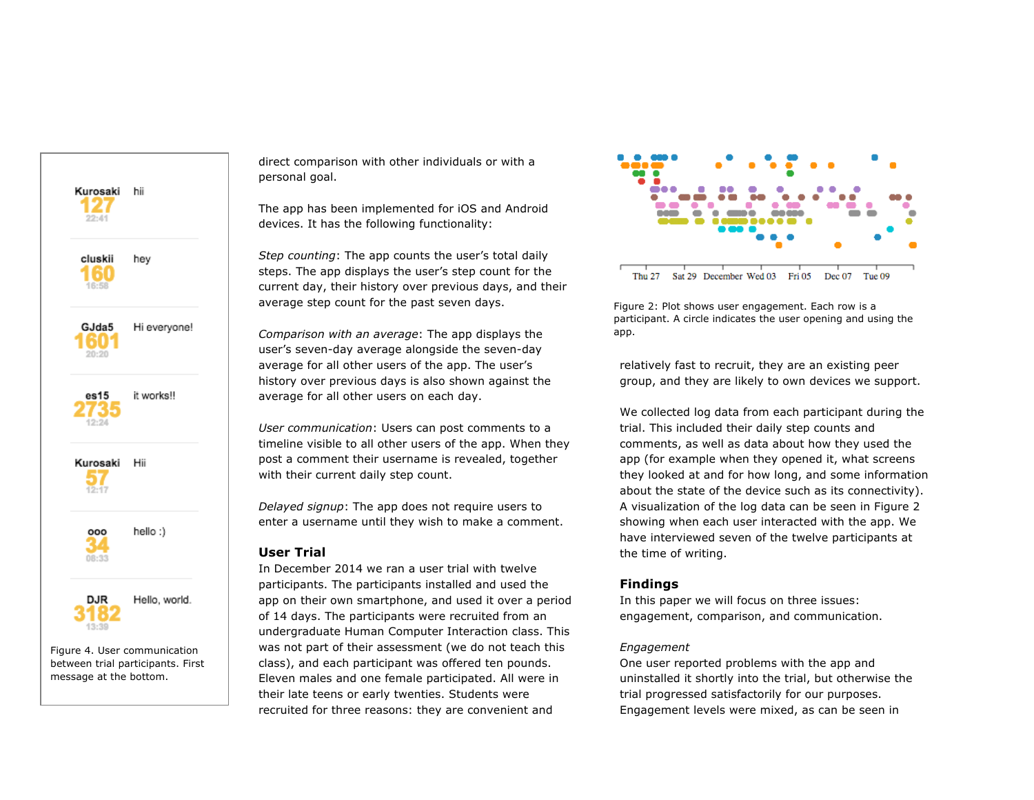Figure 4. User communication between trial participants. First message at the bottom.

direct comparison with other individuals or with a personal goal.

The app has been implemented for iOS and Android devices. It has the following functionality:

*Step counting*: The app counts the user's total daily steps. The app displays the user's step count for the current day, their history over previous days, and their average step count for the past seven days.

*Comparison with an average*: The app displays the user's seven-day average alongside the seven-day average for all other users of the app. The user's history over previous days is also shown against the average for all other users on each day.

*User communication*: Users can post comments to a timeline visible to all other users of the app. When they post a comment their username is revealed, together with their current daily step count.

*Delayed signup*: The app does not require users to enter a username until they wish to make a comment.

## User Trial

In December 2014 we ran a user trial with twelve participants. The participants installed and used the app on their own smartphone, and used it over a period of 14 days. The participants were recruited from an undergraduate Human Computer Interaction class. This was not part of their assessment (we do not teach this class), and each participant was offered ten pounds. Eleven males and one female participated. All were in their late teens or early twenties. Students were recruited for three reasons: they are convenient and relatively fast to recruit, they are an existing peer group, and they are likely to own devices we support.

Figure 2: Plot shows user engagement. Each row is a participant. A circle indicates the user opening and using the app.

We collected log data from each participant during the trial. This included their daily step counts and comments, as well as data about how they used the app (for example when they opened it, what screens they looked at and for how long, and some information about the state of the device such as its connectivity). A visualization of the log data can be seen in Figure 2 showing when each user interacted with the app. We have interviewed seven of the twelve participants at the time of writing.

## Findings

In this paper we will focus on three issues: engagement, comparison, and communication.

*Engagement*

One user reported problems with the app and uninstalled it shortly into the trial, but otherwise the trial progressed satisfactorily for our purposes. Engagement levels were mixed, as can be seen in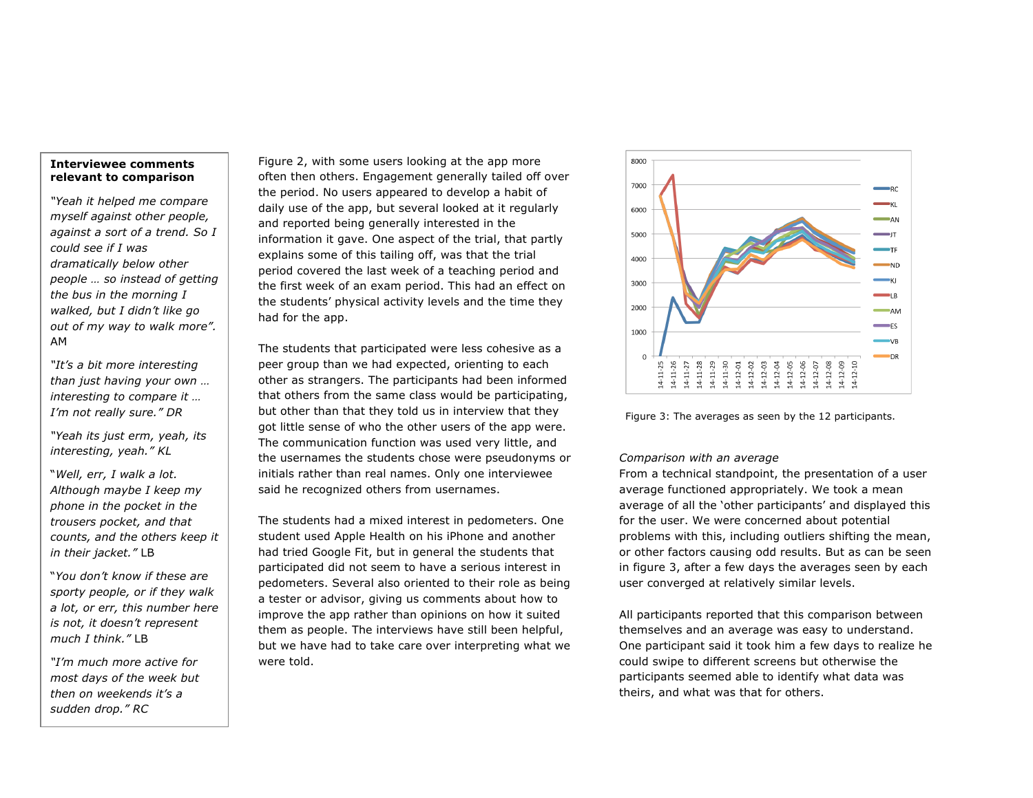**Interviewee comments relevant to comparison**

*"Yeah it helped me compare myself against other people, against a sort of a trend. So I could see if I was dramatically below other people … so instead of getting the bus in the morning I walked, but I didn't like go out of my way to walk more".* AM

*"It's a bit more interesting than just having your own … interesting to compare it … I'm not really sure."* DR

*"Yeah its just erm, yeah, its interesting, yeah."* KL

"*Well, err, I walk a lot. Although maybe I keep my phone in the pocket in the trousers pocket, and that counts, and the others keep it in their jacket."* LB

"*You don't know if these are sporty people, or if they walk a lot, or err, this number here is not, it doesn't represent much I think."* LB

*"I'm much more active for most days of the week but then on weekends it's a sudden drop."* RC

Figure 2, with some users looking at the app more often then others. Engagement generally tailed off over the period. No users appeared to develop a habit of daily use of the app, but several looked at it regularly and reported being generally interested in the information it gave. One aspect of the trial, that partly explains some of this tailing off, was that the trial period covered the last week of a teaching period and the first week of an exam period. This had an effect on the students' physical activity levels and the time they had for the app.

The students that participated were less cohesive as a peer group than we had expected, orienting to each other as strangers. The participants had been informed that others from the same class would be participating, but other than that they told us in interview that they got little sense of who the other users of the app were. The communication function was used very little, and the usernames the students chose were pseudonyms or initials rather than real names. Only one interviewee said he recognized others from usernames.

The students had a mixed interest in pedometers. One student used Apple Health on his iPhone and another had tried Google Fit, but in general the students that participated did not seem to have a serious interest in pedometers. Several also oriented to their role as being a tester or advisor, giving us comments about how to improve the app rather than opinions on how it suited them as people. The interviews have still been helpful, but we have had to take care over interpreting what we were told.

Figure 3: The averages as seen by the 12 participants.

*Comparison with an average*

From a technical standpoint, the presentation of a user average functioned appropriately. We took a mean average of all the 'other participants' and displayed this for the user. We were concerned about potential problems with this, including outliers shifting the mean, or other factors causing odd results. But as can be seen in figure 3, after a few days the averages seen by each user converged at relatively similar levels.

All participants reported that this comparison between themselves and an average was easy to understand. One participant said it took him a few days to realize he could swipe to different screens but otherwise the participants seemed able to identify what data was theirs, and what was that for others.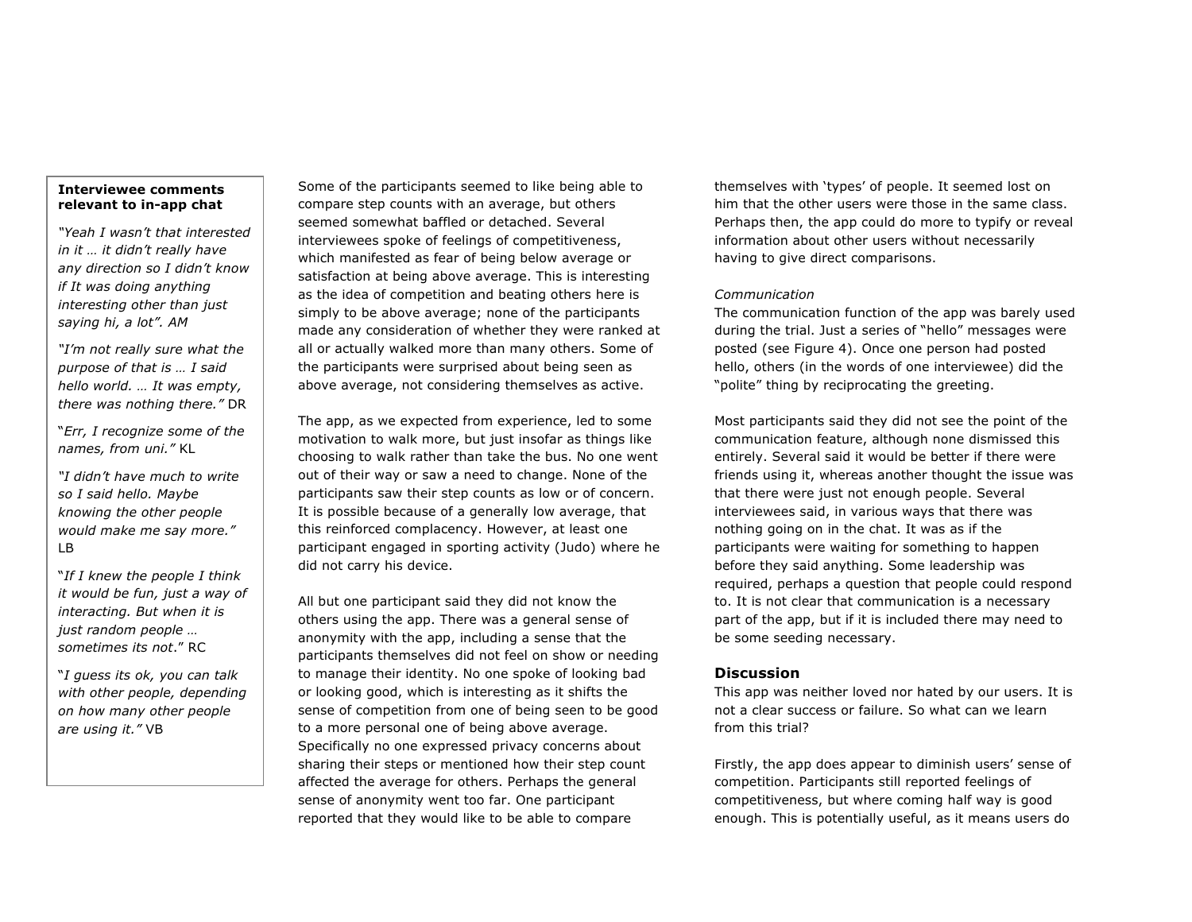**Interviewee comments relevant to in-app chat**

*"Yeah I wasn't that interested in it … it didn't really have any direction so I didn't know if It was doing anything interesting other than just saying hi, a lot". AM*

*"I'm not really sure what the purpose of that is … I said hello world. … It was empty, there was nothing there."* DR

"*Err, I recognize some of the names, from uni."* KL

*"I didn't have much to write so I said hello. Maybe knowing the other people would make me say more."* LB

"*If I knew the people I think it would be fun, just a way of interacting. But when it is just random people … sometimes its not*." RC

"*I guess its ok, you can talk with other people, depending on how many other people are using it."* VB

Some of the participants seemed to like being able to compare step counts with an average, but others seemed somewhat baffled or detached. Several interviewees spoke of feelings of competitiveness, which manifested as fear of being below average or satisfaction at being above average. This is interesting as the idea of competition and beating others here is simply to be above average; none of the participants made any consideration of whether they were ranked at all or actually walked more than many others. Some of the participants were surprised about being seen as above average, not considering themselves as active.

The app, as we expected from experience, led to some motivation to walk more, but just insofar as things like choosing to walk rather than take the bus. No one went out of their way or saw a need to change. None of the participants saw their step counts as low or of concern. It is possible because of a generally low average, that this reinforced complacency. However, at least one participant engaged in sporting activity (Judo) where he did not carry his device.

All but one participant said they did not know the others using the app. There was a general sense of anonymity with the app, including a sense that the participants themselves did not feel on show or needing to manage their identity. No one spoke of looking bad or looking good, which is interesting as it shifts the sense of competition from one of being seen to be good to a more personal one of being above average. Specifically no one expressed privacy concerns about sharing their steps or mentioned how their step count affected the average for others. Perhaps the general sense of anonymity went too far. One participant reported that they would like to be able to compare themselves with 'types' of people. It seemed lost on him that the other users were those in the same class. Perhaps then, the app could do more to typify or reveal information about other users without necessarily having to give direct comparisons.

*Communication*

The communication function of the app was barely used during the trial. Just a series of "hello" messages were posted (see Figure 4). Once one person had posted hello, others (in the words of one interviewee) did the "polite" thing by reciprocating the greeting.

Most participants said they did not see the point of the communication feature, although none dismissed this entirely. Several said it would be better if there were friends using it, whereas another thought the issue was that there were just not enough people. Several interviewees said, in various ways that there was nothing going on in the chat. It was as if the participants were waiting for something to happen before they said anything. Some leadership was required, perhaps a question that people could respond to. It is not clear that communication is a necessary part of the app, but if it is included there may need to be some seeding necessary.

## Discussion

This app was neither loved nor hated by our users. It is not a clear success or failure. So what can we learn from this trial?

Firstly, the app does appear to diminish users' sense of competition. Participants still reported feelings of competitiveness, but where coming half way is good enough. This is potentially useful, as it means users do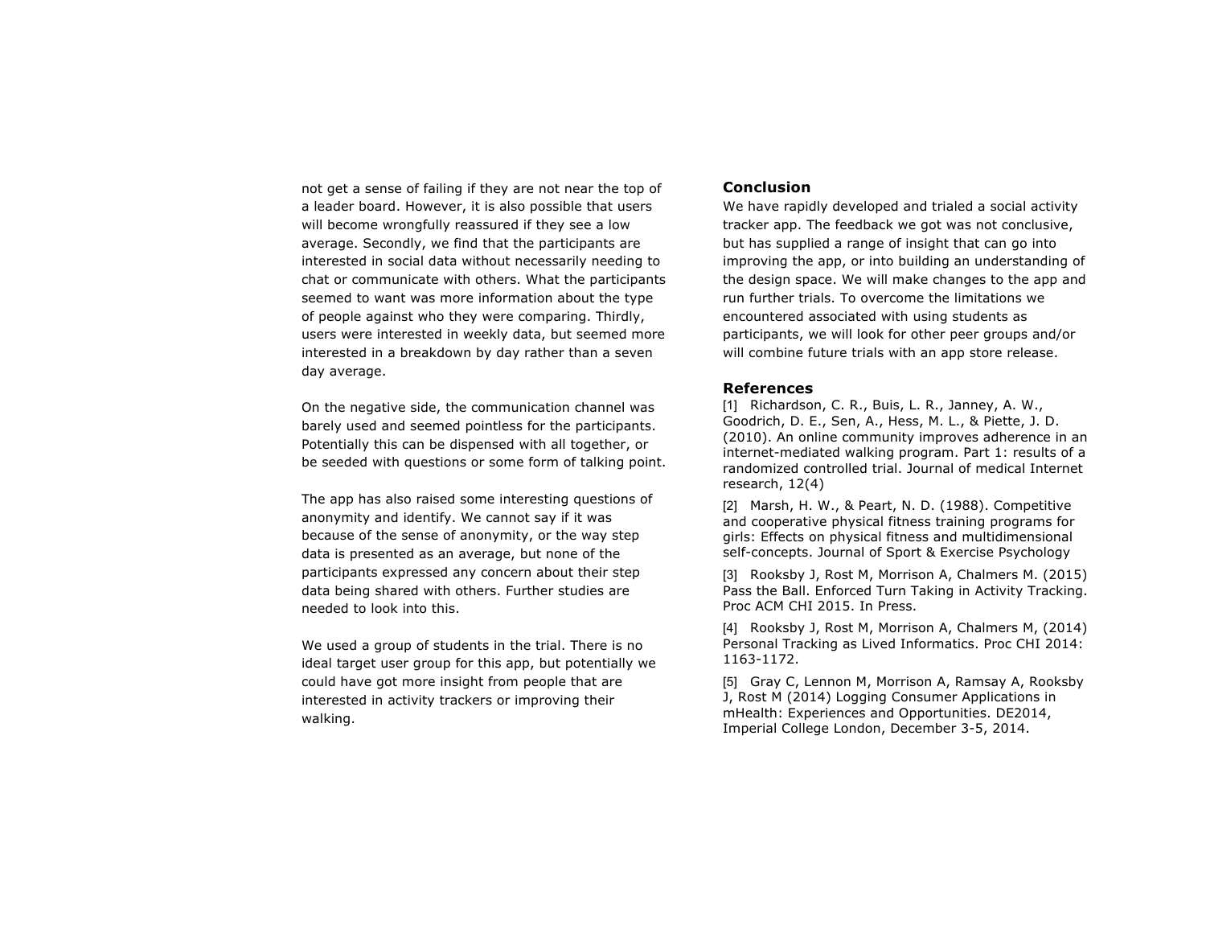not get a sense of failing if they are not near the top of a leader board. However, it is also possible that users will become wrongfully reassured if they see a low average. Secondly, we find that the participants are interested in social data without necessarily needing to chat or communicate with others. What the participants seemed to want was more information about the type of people against who they were comparing. Thirdly, users were interested in weekly data, but seemed more interested in a breakdown by day rather than a seven day average.

On the negative side, the communication channel was barely used and seemed pointless for the participants. Potentially this can be dispensed with all together, or be seeded with questions or some form of talking point.

The app has also raised some interesting questions of anonymity and identify. We cannot say if it was because of the sense of anonymity, or the way step data is presented as an average, but none of the participants expressed any concern about their step data being shared with others. Further studies are needed to look into this.

We used a group of students in the trial. There is no ideal target user group for this app, but potentially we could have got more insight from people that are interested in activity trackers or improving their walking.

## Conclusion

We have rapidly developed and trialed a social activity tracker app. The feedback we got was not conclusive, but has supplied a range of insight that can go into improving the app, or into building an understanding of the design space. We will make changes to the app and run further trials. To overcome the limitations we encountered associated with using students as participants, we will look for other peer groups and/or will combine future trials with an app store release.

## References

[1] Richardson, C. R., Buis, L. R., Janney, A. W., Goodrich, D. E., Sen, A., Hess, M. L., & Piette, J. D. (2010). An online community improves adherence in an internet-mediated walking program. Part 1: results of a randomized controlled trial. Journal of medical Internet research, 12(4)

[2] Marsh, H. W., & Peart, N. D. (1988). Competitive and cooperative physical fitness training programs for girls: Effects on physical fitness and multidimensional self-concepts. Journal of Sport & Exercise Psychology

[3] Rooksby J, Rost M, Morrison A, Chalmers M. (2015) Pass the Ball. Enforced Turn Taking in Activity Tracking. Proc ACM CHI 2015. In Press.

[4] Rooksby J, Rost M, Morrison A, Chalmers M, (2014) Personal Tracking as Lived Informatics. Proc CHI 2014: 1163-1172.

[5] Gray C, Lennon M, Morrison A, Ramsay A, Rooksby J, Rost M (2014) Logging Consumer Applications in mHealth: Experiences and Opportunities. DE2014, Imperial College London, December 3-5, 2014.